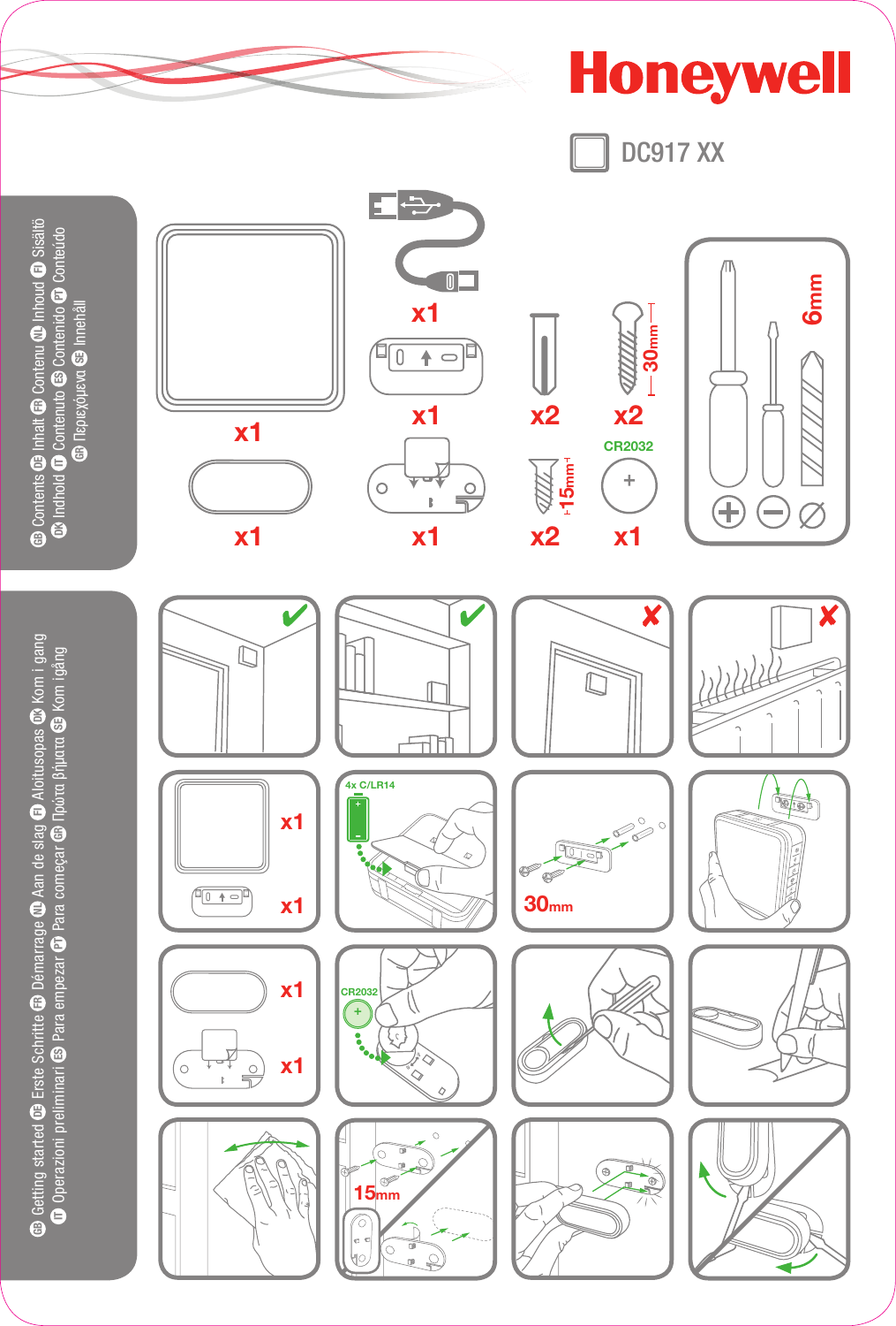# Honeywell

DC917 XX

## GB Contents DE Inhalt FR Contenu NL Inhoud FI Sisältö DK Indhold IT Contenuto ES Contenido PT Conteúdo GR Περιεχόμενα SE Innehåll

x1

x1

x1

x1

x1

x2

x2

30mm

x2

15mm

CR2032

x1

6mm

## GB Getting started DE Erste Schritte FR Démarrage NL Aan de slag FI Aloitusopas DK Kom i gang IT Operazioni preliminari ES Para empezar GR Πρώτα βήματα PT Para começar SE Kom igång

x1

x1

4x C/LR14

30mm

x1

x1

CR2032

15mm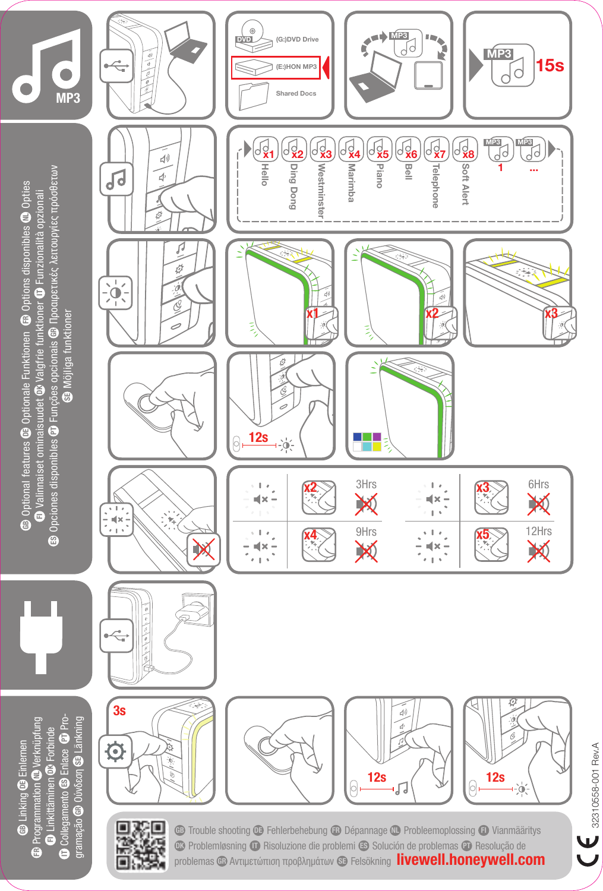MP3

(G:)DVD Drive

(E:)HON MP3

Shared Docs

15s

x1 Hello

x2 Ding Dong

x3 Westminster

x4 Marimba

x5 Piano

x6 Bell

x7 Telephone

x8 Soft Alert

MP3 1

MP3 ...

GB Optional features DE Optionale Funktionen FR Options disponibles NL Opties FI Valinnaiset ominaisuudet DK Valgfrie funktioner IT Funzionalità opzionali ES Opciones disponibles PT Funções opcionais GR Προαιρετικές λειτουργίες πρόσθετων SE Möjliga funktioner

x1

x2

x3

12s

x2 3Hrs

x3 6Hrs

x4 9Hrs

x5 12Hrs

GB Linking DE Einlernen FR Programmation NL Verknüpfung FI Linkittäminen DK Forbinde IT Collegamento ES Enlace PT Programação GR Ούνδεση SE Länkning

3s

12s

12s

GB Trouble shooting DE Fehlerbehebung FR Dépannage NL Probleemoplossing FI Vianmääritys DK Problemløsning IT Risoluzione die problemi ES Solución de problemas PT Resolução de problemas GR Αντιμετώπιση προβλημάτων SE Felsökning **livewell.honeywell.com**

32310558-001 Rev.A